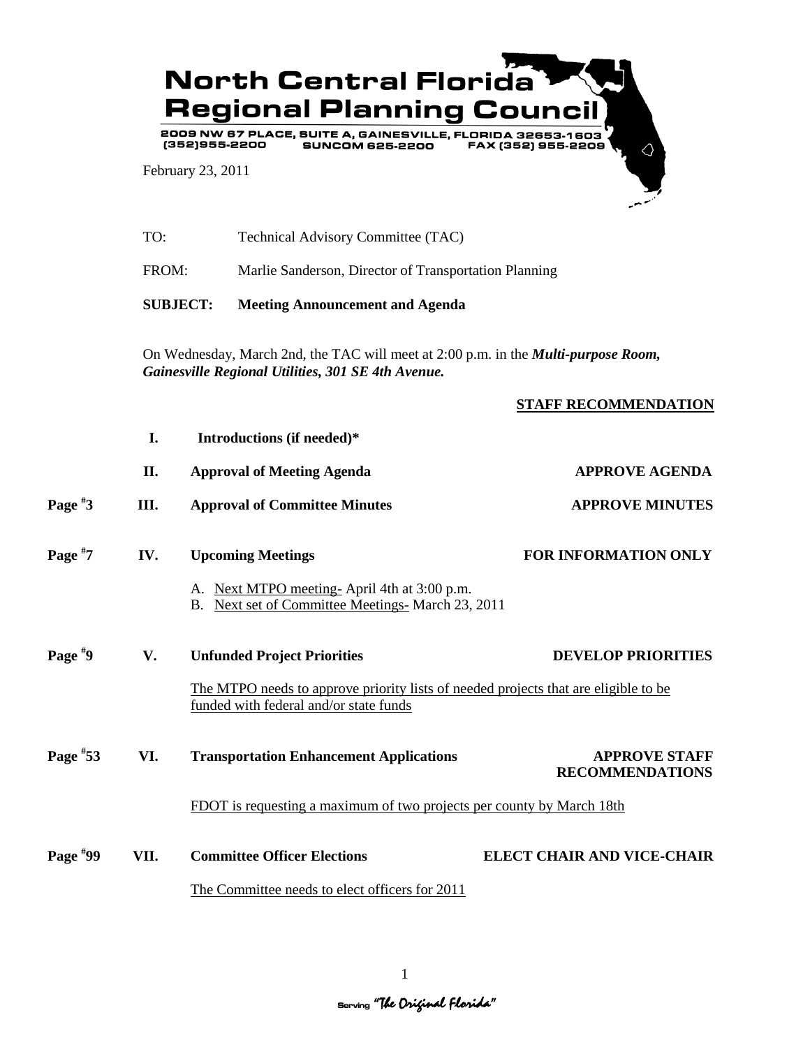# North Central Florida Regional Planning Council

2009 NW 67 PLACE, SUITE A, GAINESVILLE, FLORIDA 32653-1603
(352)955-2200 SUNCOM 625-2200 FAX (352) 955-2209

February 23, 2011

TO: Technical Advisory Committee (TAC)

FROM: Marlie Sanderson, Director of Transportation Planning

**SUBJECT: Meeting Announcement and Agenda**

On Wednesday, March 2nd, the TAC will meet at 2:00 p.m. in the ***Multi-purpose Room, Gainesville Regional Utilities, 301 SE 4th Avenue.***

| | | | **STAFF RECOMMENDATION** |
|---|---|---|---|
| | **I.** | **Introductions (if needed)*** | |
| | **II.** | **Approval of Meeting Agenda** | **APPROVE AGENDA** |
| **Page #3** | **III.** | **Approval of Committee Minutes** | **APPROVE MINUTES** |
| **Page #7** | **IV.** | **Upcoming Meetings** | **FOR INFORMATION ONLY** |
| **Page #9** | **V.** | **Unfunded Project Priorities** | **DEVELOP PRIORITIES** |
| **Page #53** | **VI.** | **Transportation Enhancement Applications** | **APPROVE STAFF RECOMMENDATIONS** |
| **Page #99** | **VII.** | **Committee Officer Elections** | **ELECT CHAIR AND VICE-CHAIR** |

**IV. Upcoming Meetings**

A. Next MTPO meeting- April 4th at 3:00 p.m.
B. Next set of Committee Meetings- March 23, 2011

**V. Unfunded Project Priorities**

The MTPO needs to approve priority lists of needed projects that are eligible to be funded with federal and/or state funds

**VI. Transportation Enhancement Applications**

FDOT is requesting a maximum of two projects per county by March 18th

**VII. Committee Officer Elections**

The Committee needs to elect officers for 2011

Serving "The Original Florida"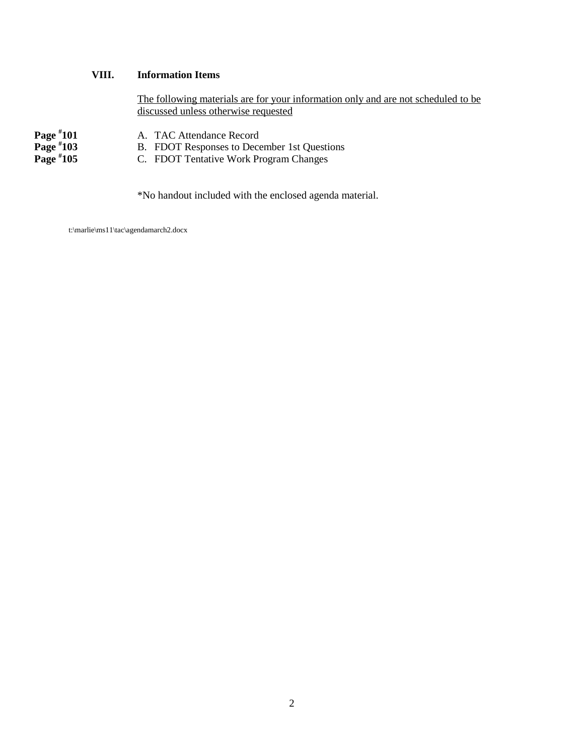## VIII. Information Items

The following materials are for your information only and are not scheduled to be discussed unless otherwise requested

**Page #101** A. TAC Attendance Record
**Page #103** B. FDOT Responses to December 1st Questions
**Page #105** C. FDOT Tentative Work Program Changes

*No handout included with the enclosed agenda material.

t:\marlie\ms11\tac\agendamarch2.docx